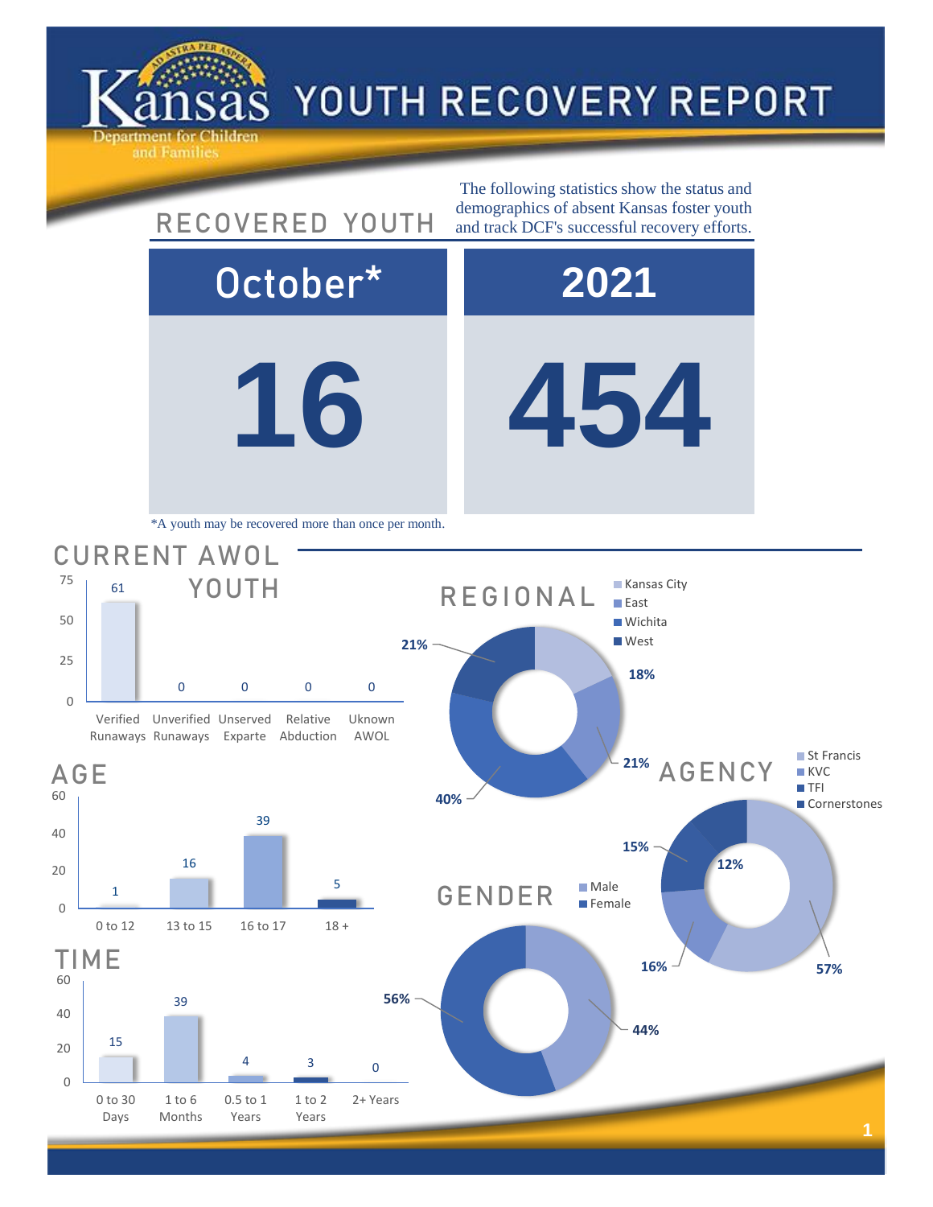# Kansas Department for Children and Families — YOUTH RECOVERY REPORT

## RECOVERED YOUTH

The following statistics show the status and demographics of absent Kansas foster youth and track DCF's successful recovery efforts.

| October* | 2021 |
|---|---|
| 16 | 454 |

*A youth may be recovered more than once per month.

## CURRENT AWOL YOUTH

| Verified Runaways | Unverified Runaways | Unserved Exparte | Relative Abduction | Uknown AWOL |
|---|---|---|---|---|
| 61 | 0 | 0 | 0 | 0 |

## AGE

| 0 to 12 | 13 to 15 | 16 to 17 | 18 + |
|---|---|---|---|
| 1 | 16 | 39 | 5 |

## TIME

| 0 to 30 Days | 1 to 6 Months | 0.5 to 1 Years | 1 to 2 Years | 2+ Years |
|---|---|---|---|---|
| 15 | 39 | 4 | 3 | 0 |

## REGIONAL

| Kansas City | East | Wichita | West |
|---|---|---|---|
| 18% | 21% | 40% | 21% |

## AGENCY

| St Francis | KVC | TFI | Cornerstones |
|---|---|---|---|
| 57% | 16% | 15% | 12% |

## GENDER

| Male | Female |
|---|---|
| 44% | 56% |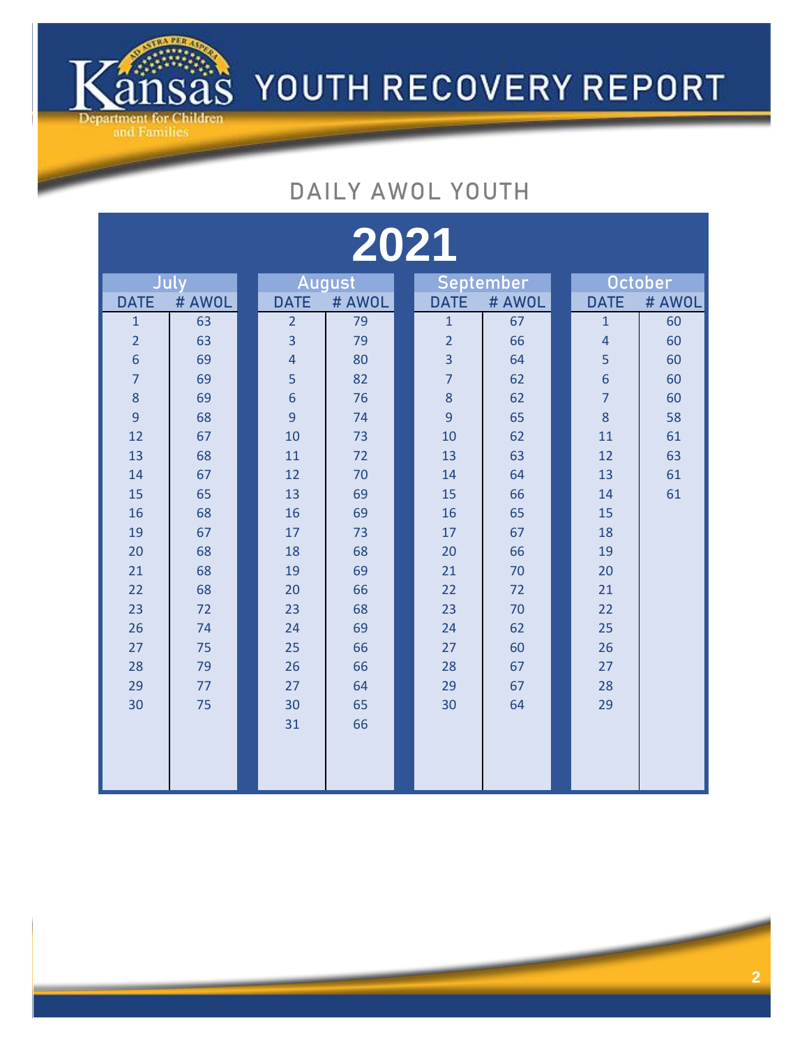# YOUTH RECOVERY REPORT

Kansas Department for Children and Families

## DAILY AWOL YOUTH

### 2021

| July | | August | | September | | October | |
|---|---|---|---|---|---|---|---|
| DATE | # AWOL | DATE | # AWOL | DATE | # AWOL | DATE | # AWOL |
| 1 | 63 | 2 | 79 | 1 | 67 | 1 | 60 |
| 2 | 63 | 3 | 79 | 2 | 66 | 4 | 60 |
| 6 | 69 | 4 | 80 | 3 | 64 | 5 | 60 |
| 7 | 69 | 5 | 82 | 7 | 62 | 6 | 60 |
| 8 | 69 | 6 | 76 | 8 | 62 | 7 | 60 |
| 9 | 68 | 9 | 74 | 9 | 65 | 8 | 58 |
| 12 | 67 | 10 | 73 | 10 | 62 | 11 | 61 |
| 13 | 68 | 11 | 72 | 13 | 63 | 12 | 63 |
| 14 | 67 | 12 | 70 | 14 | 64 | 13 | 61 |
| 15 | 65 | 13 | 69 | 15 | 66 | 14 | 61 |
| 16 | 68 | 16 | 69 | 16 | 65 | 15 | |
| 19 | 67 | 17 | 73 | 17 | 67 | 18 | |
| 20 | 68 | 18 | 68 | 20 | 66 | 19 | |
| 21 | 68 | 19 | 69 | 21 | 70 | 20 | |
| 22 | 68 | 20 | 66 | 22 | 72 | 21 | |
| 23 | 72 | 23 | 68 | 23 | 70 | 22 | |
| 26 | 74 | 24 | 69 | 24 | 62 | 25 | |
| 27 | 75 | 25 | 66 | 27 | 60 | 26 | |
| 28 | 79 | 26 | 66 | 28 | 67 | 27 | |
| 29 | 77 | 27 | 64 | 29 | 67 | 28 | |
| 30 | 75 | 30 | 65 | 30 | 64 | 29 | |
| | | 31 | 66 | | | | |